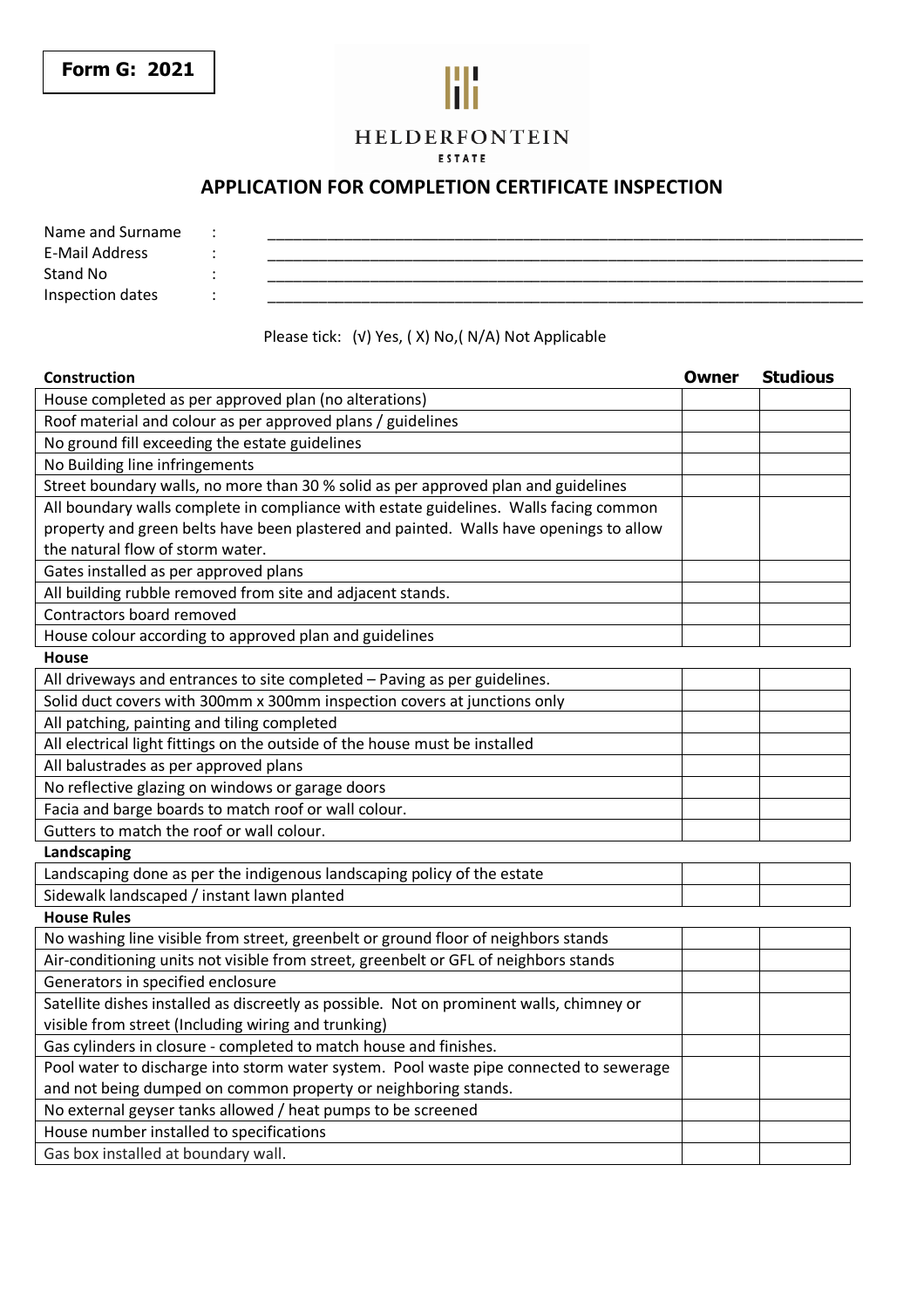**Form G: 2021**

HELDERFONTEIN
ESTATE

## APPLICATION FOR COMPLETION CERTIFICATE INSPECTION

Name and Surname : ______________________________

E-Mail Address : ______________________________

Stand No : ______________________________

Inspection dates : ______________________________

Please tick: (√) Yes, ( X) No,( N/A) Not Applicable

| Construction | Owner | Studious |
|---|---|---|
| House completed as per approved plan (no alterations) | | |
| Roof material and colour as per approved plans / guidelines | | |
| No ground fill exceeding the estate guidelines | | |
| No Building line infringements | | |
| Street boundary walls, no more than 30 % solid as per approved plan and guidelines | | |
| All boundary walls complete in compliance with estate guidelines. Walls facing common property and green belts have been plastered and painted. Walls have openings to allow the natural flow of storm water. | | |
| Gates installed as per approved plans | | |
| All building rubble removed from site and adjacent stands. | | |
| Contractors board removed | | |
| House colour according to approved plan and guidelines | | |
| **House** | | |
| All driveways and entrances to site completed – Paving as per guidelines. | | |
| Solid duct covers with 300mm x 300mm inspection covers at junctions only | | |
| All patching, painting and tiling completed | | |
| All electrical light fittings on the outside of the house must be installed | | |
| All balustrades as per approved plans | | |
| No reflective glazing on windows or garage doors | | |
| Facia and barge boards to match roof or wall colour. | | |
| Gutters to match the roof or wall colour. | | |
| **Landscaping** | | |
| Landscaping done as per the indigenous landscaping policy of the estate | | |
| Sidewalk landscaped / instant lawn planted | | |
| **House Rules** | | |
| No washing line visible from street, greenbelt or ground floor of neighbors stands | | |
| Air-conditioning units not visible from street, greenbelt or GFL of neighbors stands | | |
| Generators in specified enclosure | | |
| Satellite dishes installed as discreetly as possible. Not on prominent walls, chimney or visible from street (Including wiring and trunking) | | |
| Gas cylinders in closure - completed to match house and finishes. | | |
| Pool water to discharge into storm water system. Pool waste pipe connected to sewerage and not being dumped on common property or neighboring stands. | | |
| No external geyser tanks allowed / heat pumps to be screened | | |
| House number installed to specifications | | |
| Gas box installed at boundary wall. | | |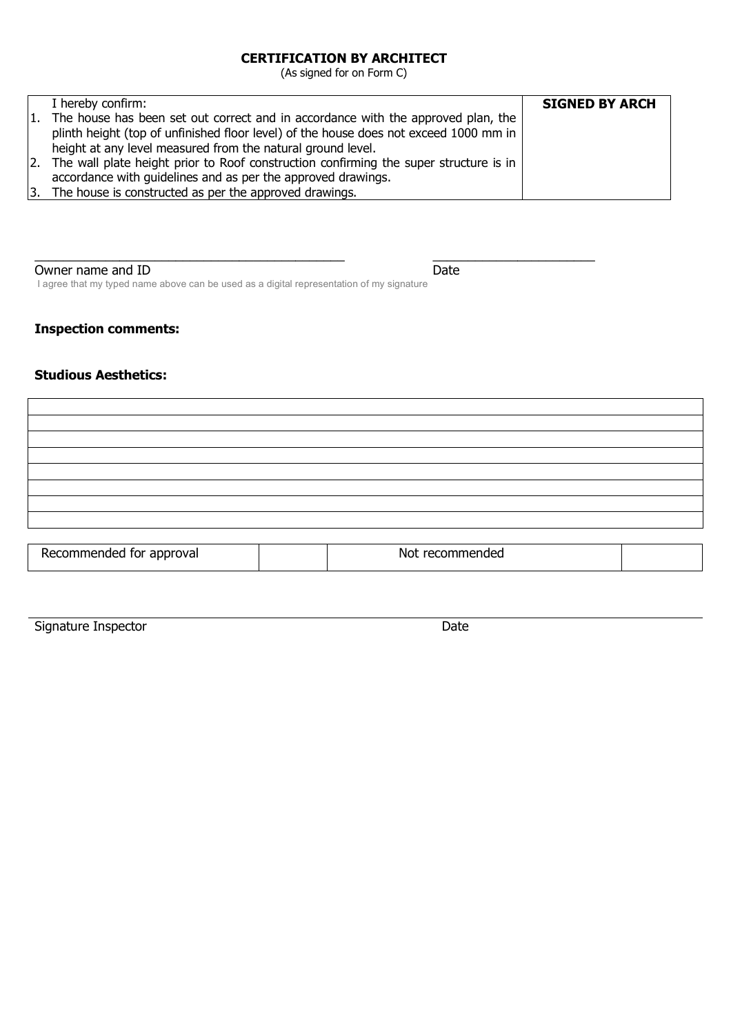**CERTIFICATION BY ARCHITECT**
(As signed for on Form C)

| I hereby confirm: | **SIGNED BY ARCH** |
|---|---|
| 1. The house has been set out correct and in accordance with the approved plan, the plinth height (top of unfinished floor level) of the house does not exceed 1000 mm in height at any level measured from the natural ground level.<br>2. The wall plate height prior to Roof construction confirming the super structure is in accordance with guidelines and as per the approved drawings.<br>3. The house is constructed as per the approved drawings. | |

\_\_\_\_\_\_\_\_\_\_\_\_\_\_\_\_\_\_\_\_\_\_\_\_\_\_\_\_\_\_\_\_\_\_\_\_\_\_\_\_\_\_\_\_ &nbsp;&nbsp;&nbsp;&nbsp; \_\_\_\_\_\_\_\_\_\_\_\_\_\_\_\_\_\_\_\_\_\_\_\_

Owner name and ID &nbsp;&nbsp;&nbsp;&nbsp; Date

I agree that my typed name above can be used as a digital representation of my signature

**Inspection comments:**

**Studious Aesthetics:**

| |
|---|
| |
| |
| |
| |
| |
| |
| |

| Recommended for approval | | Not recommended | |
|---|---|---|---|

Signature Inspector &nbsp;&nbsp;&nbsp;&nbsp; Date